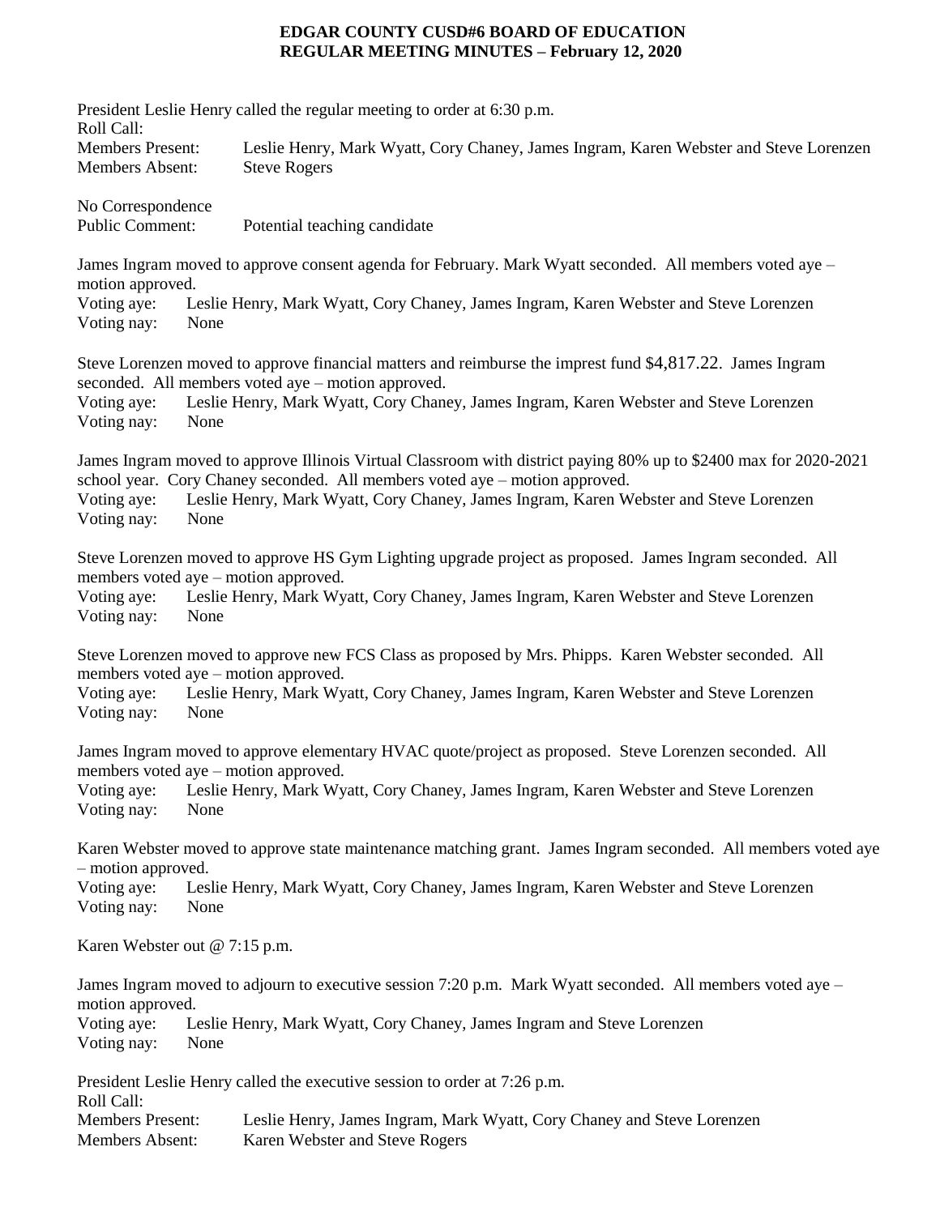**EDGAR COUNTY CUSD#6 BOARD OF EDUCATION**
**REGULAR MEETING MINUTES – February 12, 2020**

President Leslie Henry called the regular meeting to order at 6:30 p.m.
Roll Call:
Members Present: Leslie Henry, Mark Wyatt, Cory Chaney, James Ingram, Karen Webster and Steve Lorenzen
Members Absent: Steve Rogers

No Correspondence
Public Comment: Potential teaching candidate

James Ingram moved to approve consent agenda for February. Mark Wyatt seconded. All members voted aye – motion approved.
Voting aye: Leslie Henry, Mark Wyatt, Cory Chaney, James Ingram, Karen Webster and Steve Lorenzen
Voting nay: None

Steve Lorenzen moved to approve financial matters and reimburse the imprest fund $4,817.22. James Ingram seconded. All members voted aye – motion approved.
Voting aye: Leslie Henry, Mark Wyatt, Cory Chaney, James Ingram, Karen Webster and Steve Lorenzen
Voting nay: None

James Ingram moved to approve Illinois Virtual Classroom with district paying 80% up to $2400 max for 2020-2021 school year. Cory Chaney seconded. All members voted aye – motion approved.
Voting aye: Leslie Henry, Mark Wyatt, Cory Chaney, James Ingram, Karen Webster and Steve Lorenzen
Voting nay: None

Steve Lorenzen moved to approve HS Gym Lighting upgrade project as proposed. James Ingram seconded. All members voted aye – motion approved.
Voting aye: Leslie Henry, Mark Wyatt, Cory Chaney, James Ingram, Karen Webster and Steve Lorenzen
Voting nay: None

Steve Lorenzen moved to approve new FCS Class as proposed by Mrs. Phipps. Karen Webster seconded. All members voted aye – motion approved.
Voting aye: Leslie Henry, Mark Wyatt, Cory Chaney, James Ingram, Karen Webster and Steve Lorenzen
Voting nay: None

James Ingram moved to approve elementary HVAC quote/project as proposed. Steve Lorenzen seconded. All members voted aye – motion approved.
Voting aye: Leslie Henry, Mark Wyatt, Cory Chaney, James Ingram, Karen Webster and Steve Lorenzen
Voting nay: None

Karen Webster moved to approve state maintenance matching grant. James Ingram seconded. All members voted aye – motion approved.
Voting aye: Leslie Henry, Mark Wyatt, Cory Chaney, James Ingram, Karen Webster and Steve Lorenzen
Voting nay: None

Karen Webster out @ 7:15 p.m.

James Ingram moved to adjourn to executive session 7:20 p.m. Mark Wyatt seconded. All members voted aye – motion approved.
Voting aye: Leslie Henry, Mark Wyatt, Cory Chaney, James Ingram and Steve Lorenzen
Voting nay: None

President Leslie Henry called the executive session to order at 7:26 p.m.
Roll Call:
Members Present: Leslie Henry, James Ingram, Mark Wyatt, Cory Chaney and Steve Lorenzen
Members Absent: Karen Webster and Steve Rogers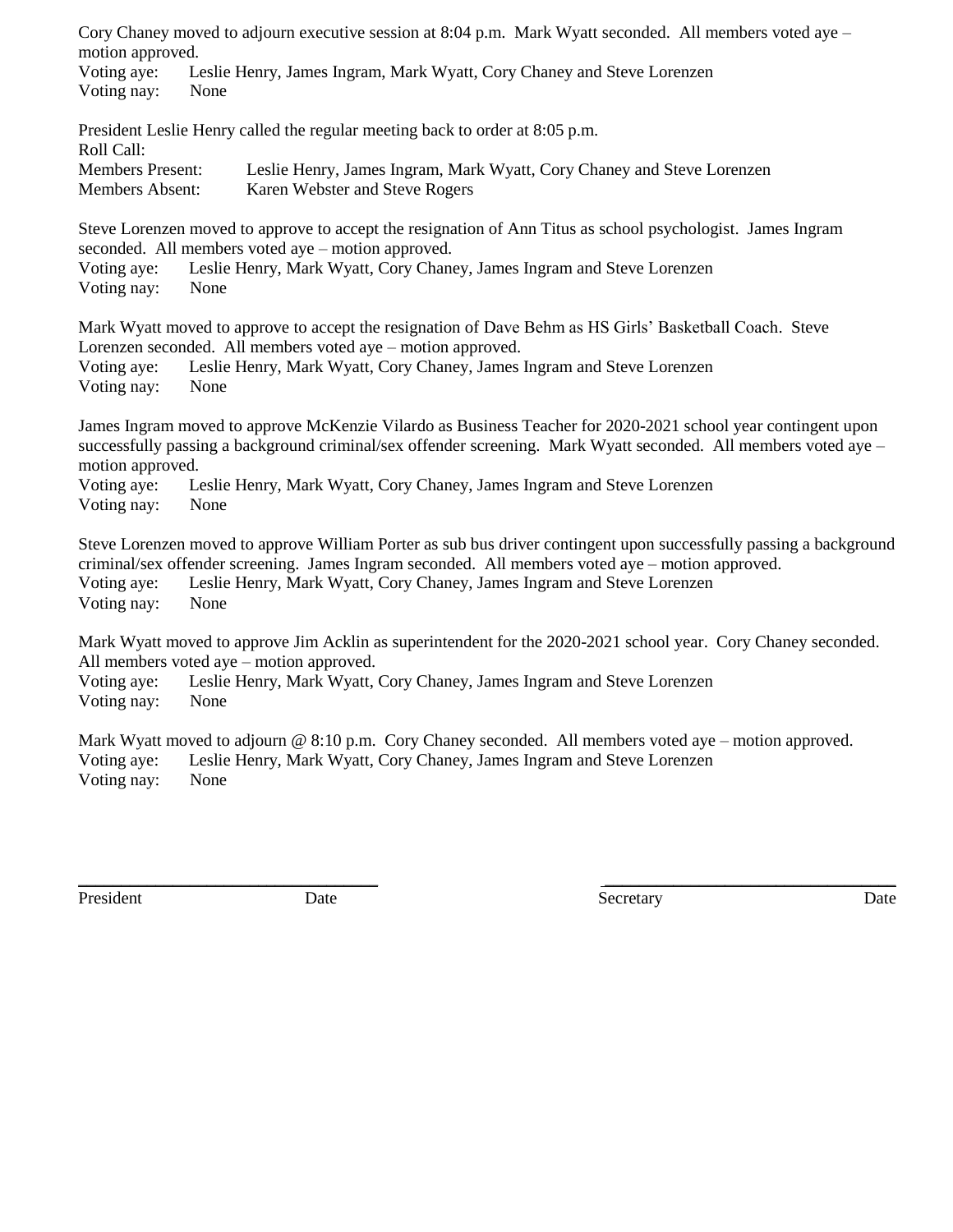Cory Chaney moved to adjourn executive session at 8:04 p.m. Mark Wyatt seconded. All members voted aye – motion approved.

Voting aye: Leslie Henry, James Ingram, Mark Wyatt, Cory Chaney and Steve Lorenzen
Voting nay: None

President Leslie Henry called the regular meeting back to order at 8:05 p.m.

Roll Call:
Members Present: Leslie Henry, James Ingram, Mark Wyatt, Cory Chaney and Steve Lorenzen
Members Absent: Karen Webster and Steve Rogers

Steve Lorenzen moved to approve to accept the resignation of Ann Titus as school psychologist. James Ingram seconded. All members voted aye – motion approved.

Voting aye: Leslie Henry, Mark Wyatt, Cory Chaney, James Ingram and Steve Lorenzen
Voting nay: None

Mark Wyatt moved to approve to accept the resignation of Dave Behm as HS Girls' Basketball Coach. Steve Lorenzen seconded. All members voted aye – motion approved.

Voting aye: Leslie Henry, Mark Wyatt, Cory Chaney, James Ingram and Steve Lorenzen
Voting nay: None

James Ingram moved to approve McKenzie Vilardo as Business Teacher for 2020-2021 school year contingent upon successfully passing a background criminal/sex offender screening. Mark Wyatt seconded. All members voted aye – motion approved.

Voting aye: Leslie Henry, Mark Wyatt, Cory Chaney, James Ingram and Steve Lorenzen
Voting nay: None

Steve Lorenzen moved to approve William Porter as sub bus driver contingent upon successfully passing a background criminal/sex offender screening. James Ingram seconded. All members voted aye – motion approved.

Voting aye: Leslie Henry, Mark Wyatt, Cory Chaney, James Ingram and Steve Lorenzen
Voting nay: None

Mark Wyatt moved to approve Jim Acklin as superintendent for the 2020-2021 school year. Cory Chaney seconded. All members voted aye – motion approved.

Voting aye: Leslie Henry, Mark Wyatt, Cory Chaney, James Ingram and Steve Lorenzen
Voting nay: None

Mark Wyatt moved to adjourn @ 8:10 p.m. Cory Chaney seconded. All members voted aye – motion approved.

Voting aye: Leslie Henry, Mark Wyatt, Cory Chaney, James Ingram and Steve Lorenzen
Voting nay: None

\_\_\_\_\_\_\_\_\_\_\_\_\_\_\_\_\_\_\_\_\_\_\_\_\_\_\_\_\_\_\_\_\_\_ \_\_\_\_\_\_\_\_\_\_\_\_\_\_\_\_\_\_\_\_\_\_\_\_\_\_\_\_\_\_\_\_\_\_

President Date Secretary Date